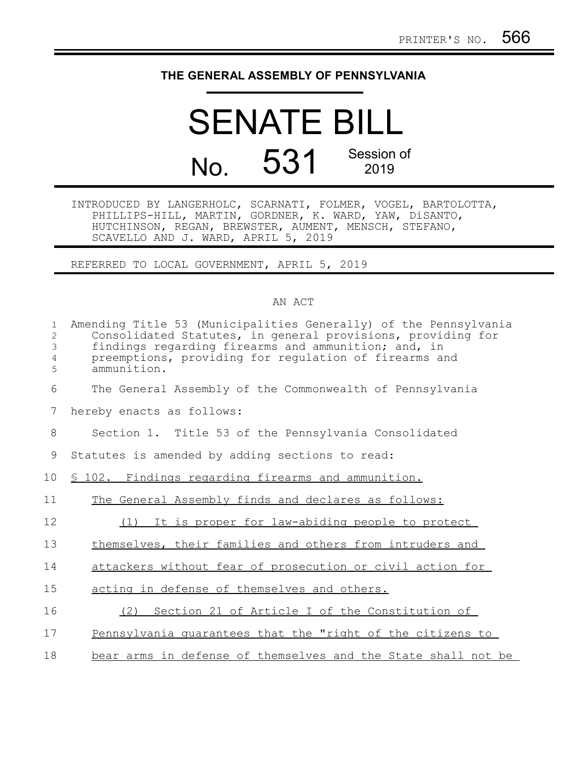PRINTER'S NO. 566

# THE GENERAL ASSEMBLY OF PENNSYLVANIA

# SENATE BILL

## No. 531 Session of 2019

INTRODUCED BY LANGERHOLC, SCARNATI, FOLMER, VOGEL, BARTOLOTTA, PHILLIPS-HILL, MARTIN, GORDNER, K. WARD, YAW, DiSANTO, HUTCHINSON, REGAN, BREWSTER, AUMENT, MENSCH, STEFANO, SCAVELLO AND J. WARD, APRIL 5, 2019

REFERRED TO LOCAL GOVERNMENT, APRIL 5, 2019

AN ACT

Amending Title 53 (Municipalities Generally) of the Pennsylvania Consolidated Statutes, in general provisions, providing for findings regarding firearms and ammunition; and, in preemptions, providing for regulation of firearms and ammunition.

The General Assembly of the Commonwealth of Pennsylvania hereby enacts as follows:

Section 1. Title 53 of the Pennsylvania Consolidated Statutes is amended by adding sections to read:

§ 102. Findings regarding firearms and ammunition.

The General Assembly finds and declares as follows:

(1) It is proper for law-abiding people to protect themselves, their families and others from intruders and attackers without fear of prosecution or civil action for acting in defense of themselves and others.

(2) Section 21 of Article I of the Constitution of Pennsylvania guarantees that the "right of the citizens to bear arms in defense of themselves and the State shall not be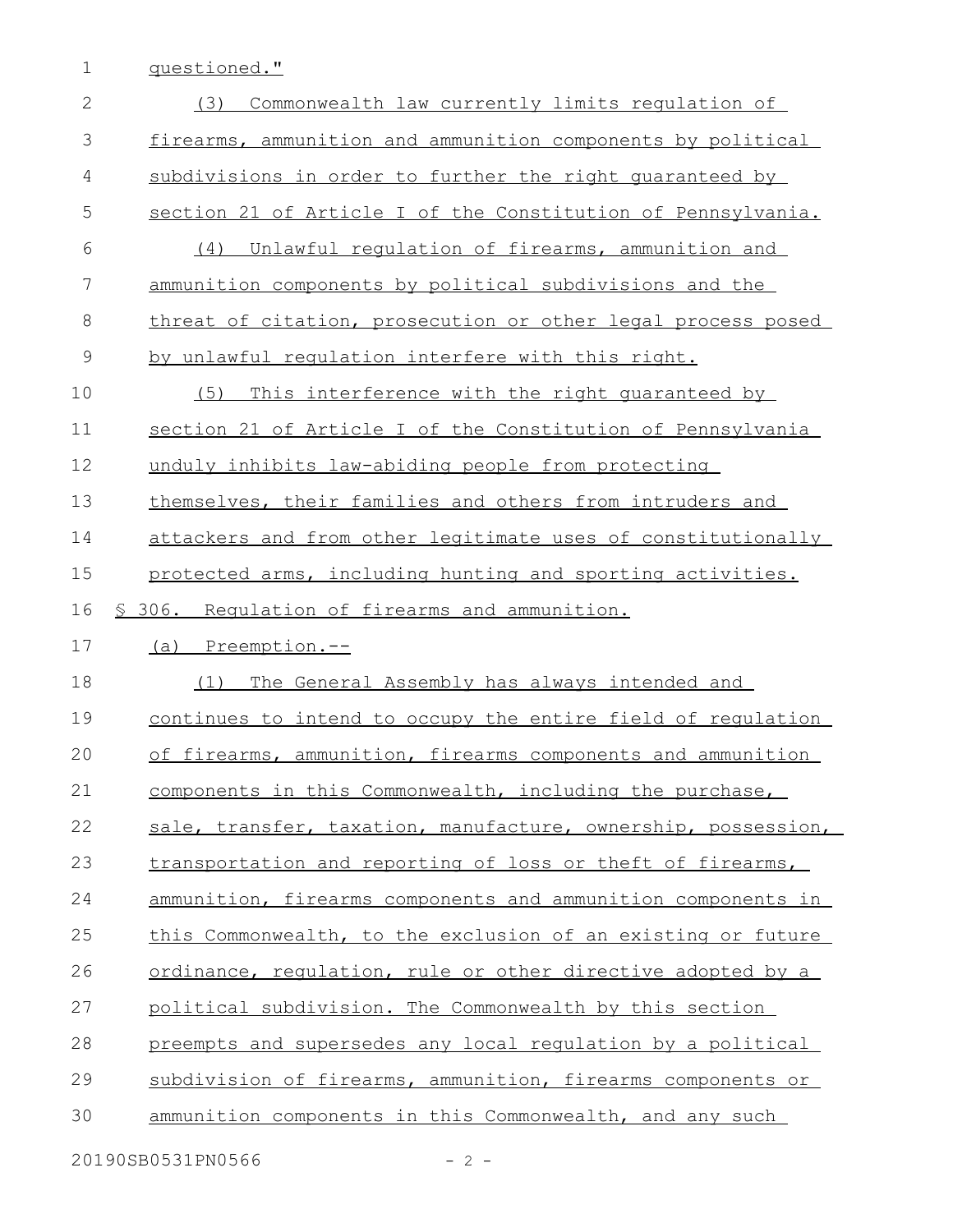questioned."

(3) Commonwealth law currently limits regulation of firearms, ammunition and ammunition components by political subdivisions in order to further the right guaranteed by section 21 of Article I of the Constitution of Pennsylvania.

(4) Unlawful regulation of firearms, ammunition and ammunition components by political subdivisions and the threat of citation, prosecution or other legal process posed by unlawful regulation interfere with this right.

(5) This interference with the right guaranteed by section 21 of Article I of the Constitution of Pennsylvania unduly inhibits law-abiding people from protecting themselves, their families and others from intruders and attackers and from other legitimate uses of constitutionally protected arms, including hunting and sporting activities.

§ 306. Regulation of firearms and ammunition.

(a) Preemption.--

(1) The General Assembly has always intended and continues to intend to occupy the entire field of regulation of firearms, ammunition, firearms components and ammunition components in this Commonwealth, including the purchase, sale, transfer, taxation, manufacture, ownership, possession, transportation and reporting of loss or theft of firearms, ammunition, firearms components and ammunition components in this Commonwealth, to the exclusion of an existing or future ordinance, regulation, rule or other directive adopted by a political subdivision. The Commonwealth by this section preempts and supersedes any local regulation by a political subdivision of firearms, ammunition, firearms components or ammunition components in this Commonwealth, and any such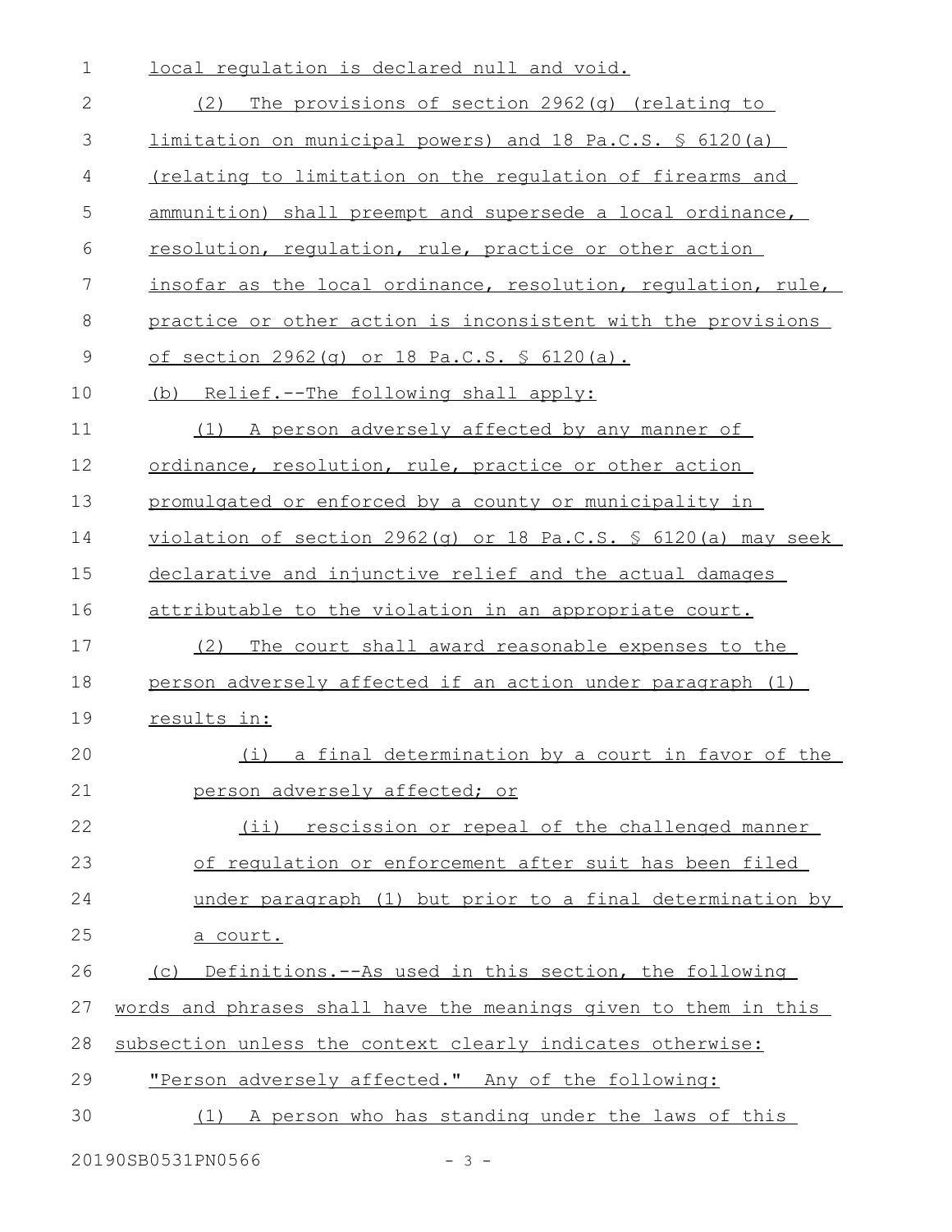local regulation is declared null and void.

(2) The provisions of section 2962(g) (relating to limitation on municipal powers) and 18 Pa.C.S. § 6120(a) (relating to limitation on the regulation of firearms and ammunition) shall preempt and supersede a local ordinance, resolution, regulation, rule, practice or other action insofar as the local ordinance, resolution, regulation, rule, practice or other action is inconsistent with the provisions of section 2962(g) or 18 Pa.C.S. § 6120(a).

(b) Relief.--The following shall apply:

(1) A person adversely affected by any manner of ordinance, resolution, rule, practice or other action promulgated or enforced by a county or municipality in violation of section 2962(g) or 18 Pa.C.S. § 6120(a) may seek declarative and injunctive relief and the actual damages attributable to the violation in an appropriate court.

(2) The court shall award reasonable expenses to the person adversely affected if an action under paragraph (1) results in:

(i) a final determination by a court in favor of the person adversely affected; or

(ii) rescission or repeal of the challenged manner of regulation or enforcement after suit has been filed under paragraph (1) but prior to a final determination by a court.

(c) Definitions.--As used in this section, the following words and phrases shall have the meanings given to them in this subsection unless the context clearly indicates otherwise:

"Person adversely affected." Any of the following:

(1) A person who has standing under the laws of this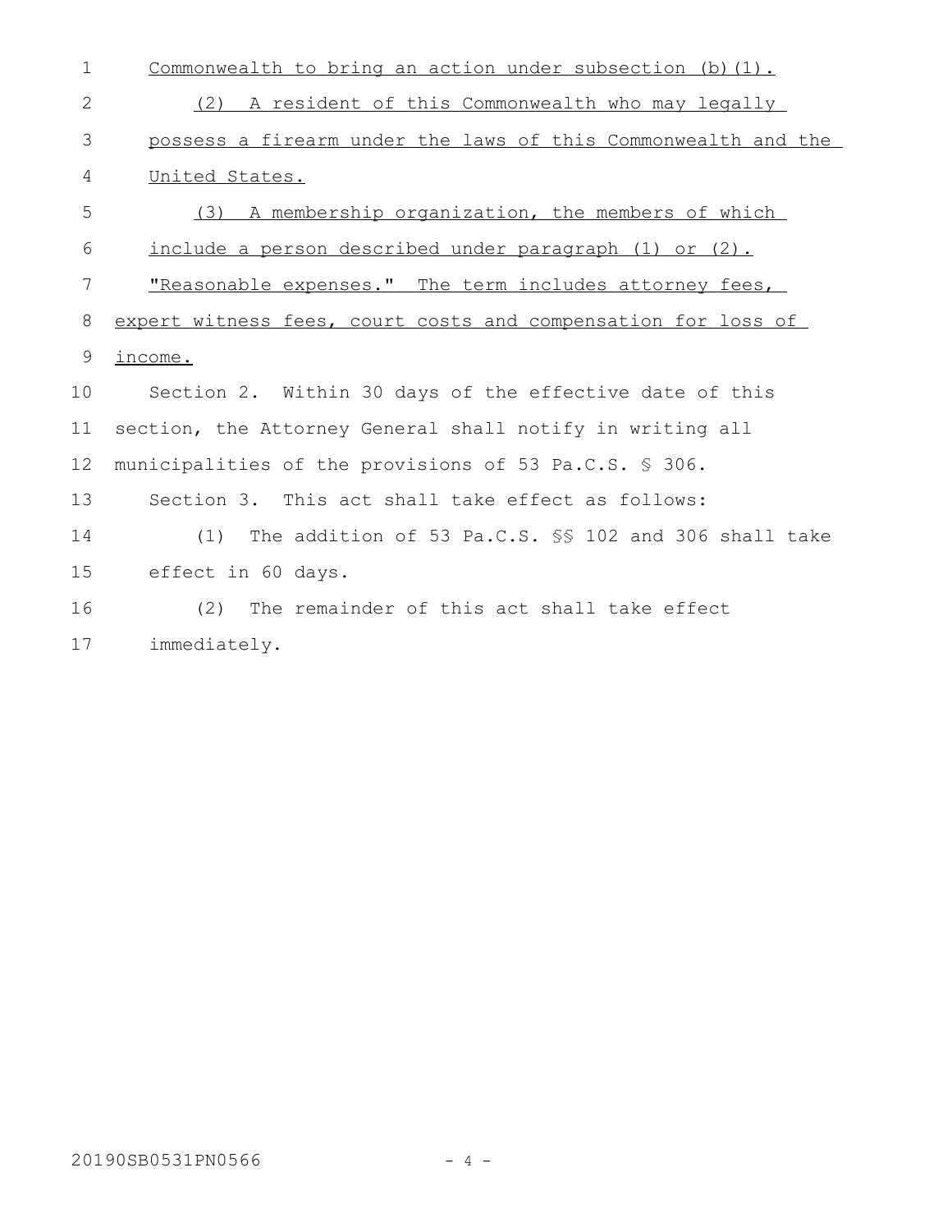Commonwealth to bring an action under subsection (b)(1).

(2) A resident of this Commonwealth who may legally possess a firearm under the laws of this Commonwealth and the United States.

(3) A membership organization, the members of which include a person described under paragraph (1) or (2).

"Reasonable expenses." The term includes attorney fees, expert witness fees, court costs and compensation for loss of income.

Section 2. Within 30 days of the effective date of this section, the Attorney General shall notify in writing all municipalities of the provisions of 53 Pa.C.S. § 306.

Section 3. This act shall take effect as follows:

(1) The addition of 53 Pa.C.S. §§ 102 and 306 shall take effect in 60 days.

(2) The remainder of this act shall take effect immediately.